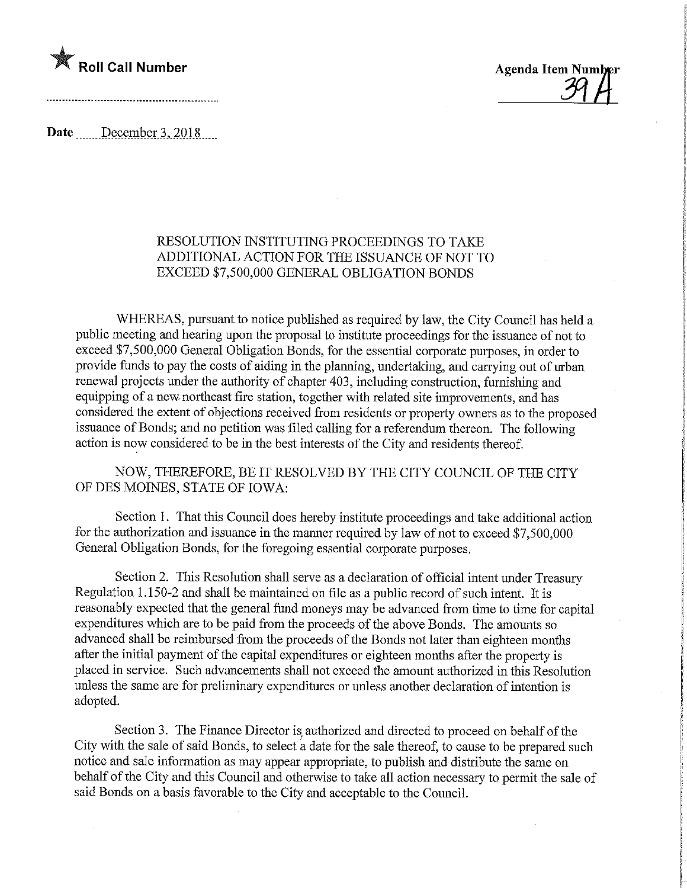★ **Roll Call Number**

**Agenda Item Number**
39A

**Date** December 3, 2018

RESOLUTION INSTITUTING PROCEEDINGS TO TAKE ADDITIONAL ACTION FOR THE ISSUANCE OF NOT TO EXCEED $7,500,000 GENERAL OBLIGATION BONDS

WHEREAS, pursuant to notice published as required by law, the City Council has held a public meeting and hearing upon the proposal to institute proceedings for the issuance of not to exceed $7,500,000 General Obligation Bonds, for the essential corporate purposes, in order to provide funds to pay the costs of aiding in the planning, undertaking, and carrying out of urban renewal projects under the authority of chapter 403, including construction, furnishing and equipping of a new northeast fire station, together with related site improvements, and has considered the extent of objections received from residents or property owners as to the proposed issuance of Bonds; and no petition was filed calling for a referendum thereon. The following action is now considered to be in the best interests of the City and residents thereof.

NOW, THEREFORE, BE IT RESOLVED BY THE CITY COUNCIL OF THE CITY OF DES MOINES, STATE OF IOWA:

Section 1. That this Council does hereby institute proceedings and take additional action for the authorization and issuance in the manner required by law of not to exceed $7,500,000 General Obligation Bonds, for the foregoing essential corporate purposes.

Section 2. This Resolution shall serve as a declaration of official intent under Treasury Regulation 1.150-2 and shall be maintained on file as a public record of such intent. It is reasonably expected that the general fund moneys may be advanced from time to time for capital expenditures which are to be paid from the proceeds of the above Bonds. The amounts so advanced shall be reimbursed from the proceeds of the Bonds not later than eighteen months after the initial payment of the capital expenditures or eighteen months after the property is placed in service. Such advancements shall not exceed the amount authorized in this Resolution unless the same are for preliminary expenditures or unless another declaration of intention is adopted.

Section 3. The Finance Director is authorized and directed to proceed on behalf of the City with the sale of said Bonds, to select a date for the sale thereof, to cause to be prepared such notice and sale information as may appear appropriate, to publish and distribute the same on behalf of the City and this Council and otherwise to take all action necessary to permit the sale of said Bonds on a basis favorable to the City and acceptable to the Council.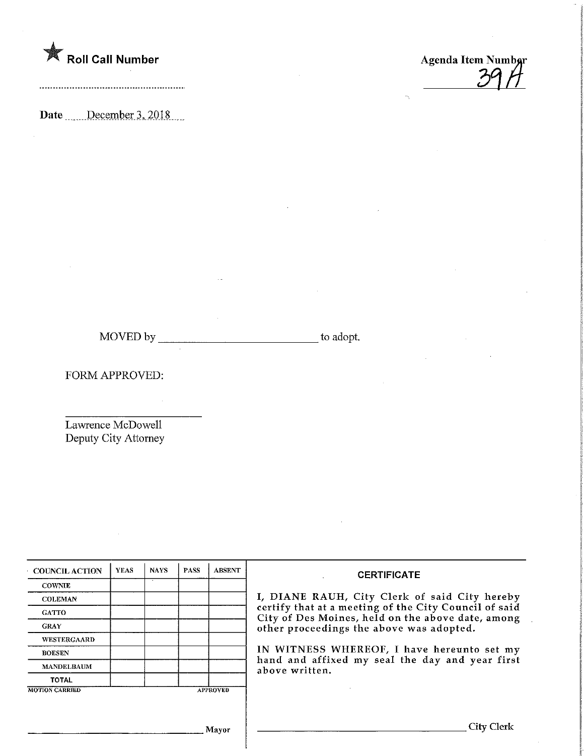★ **Roll Call Number**

..........................................................

**Date** December 3, 2018

**Agenda Item Number**
39A

MOVED by ____________________________ to adopt.

FORM APPROVED:

________________________
Lawrence McDowell
Deputy City Attorney

| COUNCIL ACTION | YEAS | NAYS | PASS | ABSENT |
|---|---|---|---|---|
| COWNIE | | | | |
| COLEMAN | | | | |
| GATTO | | | | |
| GRAY | | | | |
| WESTERGAARD | | | | |
| BOESEN | | | | |
| MANDELBAUM | | | | |
| TOTAL | | | | |

MOTION CARRIED APPROVED

________________________________ Mayor

**CERTIFICATE**

I, DIANE RAUH, City Clerk of said City hereby certify that at a meeting of the City Council of said City of Des Moines, held on the above date, among other proceedings the above was adopted.

IN WITNESS WHEREOF, I have hereunto set my hand and affixed my seal the day and year first above written.

________________________________ City Clerk